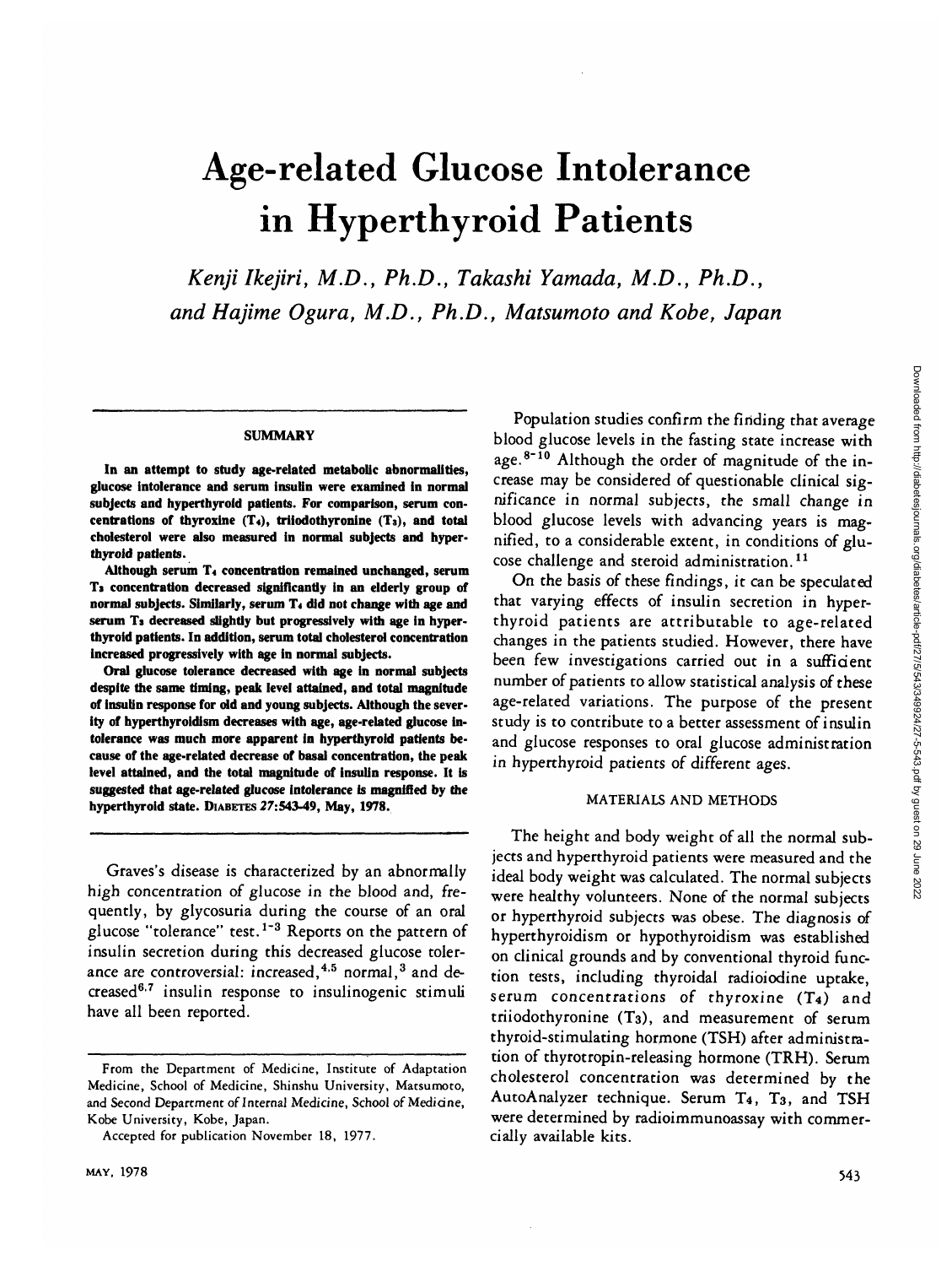# Age-related Glucose Intolerance in Hyperthyroid Patients

*Kenji Ikejiri, M.D., Ph.D., Takashi Yamada, M.D., Ph.D., and Hajime Ogura, M.D., Ph.D., Matsumoto and Kobe, Japan*

## SUMMARY

**In an attempt to study age-related metabolic abnormalities, glucose intolerance and serum insulin were examined in normal subjects and hyperthyroid patients. For comparison, serum concentrations of thyroxine ($T_4$), triiodothyronine ($T_3$), and total cholesterol were also measured in normal subjects and hyperthyroid patients.**

**Although serum $T_4$ concentration remained unchanged, serum $T_3$ concentration decreased significantly in an elderly group of normal subjects. Similarly, serum $T_4$ did not change with age and serum $T_3$ decreased slightly but progressively with age in hyperthyroid patients. In addition, serum total cholesterol concentration increased progressively with age in normal subjects.**

**Oral glucose tolerance decreased with age in normal subjects despite the same timing, peak level attained, and total magnitude of insulin response for old and young subjects. Although the severity of hyperthyroidism decreases with age, age-related glucose intolerance was much more apparent in hyperthyroid patients because of the age-related decrease of basal concentration, the peak level attained, and the total magnitude of insulin response. It is suggested that age-related glucose intolerance is magnified by the hyperthyroid state.** DIABETES *27*:543-49, May, 1978.

Graves's disease is characterized by an abnormally high concentration of glucose in the blood and, frequently, by glycosuria during the course of an oral glucose "tolerance" test.[1-3] Reports on the pattern of insulin secretion during this decreased glucose tolerance are controversial: increased,[4,5] normal,[3] and decreased[6,7] insulin response to insulinogenic stimuli have all been reported.

Population studies confirm the finding that average blood glucose levels in the fasting state increase with age.[8-10] Although the order of magnitude of the increase may be considered of questionable clinical significance in normal subjects, the small change in blood glucose levels with advancing years is magnified, to a considerable extent, in conditions of glucose challenge and steroid administration.[11]

On the basis of these findings, it can be speculated that varying effects of insulin secretion in hyperthyroid patients are attributable to age-related changes in the patients studied. However, there have been few investigations carried out in a sufficient number of patients to allow statistical analysis of these age-related variations. The purpose of the present study is to contribute to a better assessment of insulin and glucose responses to oral glucose administration in hyperthyroid patients of different ages.

## MATERIALS AND METHODS

The height and body weight of all the normal subjects and hyperthyroid patients were measured and the ideal body weight was calculated. The normal subjects were healthy volunteers. None of the normal subjects or hyperthyroid subjects was obese. The diagnosis of hyperthyroidism or hypothyroidism was established on clinical grounds and by conventional thyroid function tests, including thyroidal radioiodine uptake, serum concentrations of thyroxine ($T_4$) and triiodothyronine ($T_3$), and measurement of serum thyroid-stimulating hormone (TSH) after administration of thyrotropin-releasing hormone (TRH). Serum cholesterol concentration was determined by the AutoAnalyzer technique. Serum $T_4$, $T_3$, and TSH were determined by radioimmunoassay with commercially available kits.

From the Department of Medicine, Institute of Adaptation Medicine, School of Medicine, Shinshu University, Matsumoto, and Second Department of Internal Medicine, School of Medicine, Kobe University, Kobe, Japan.

Accepted for publication November 18, 1977.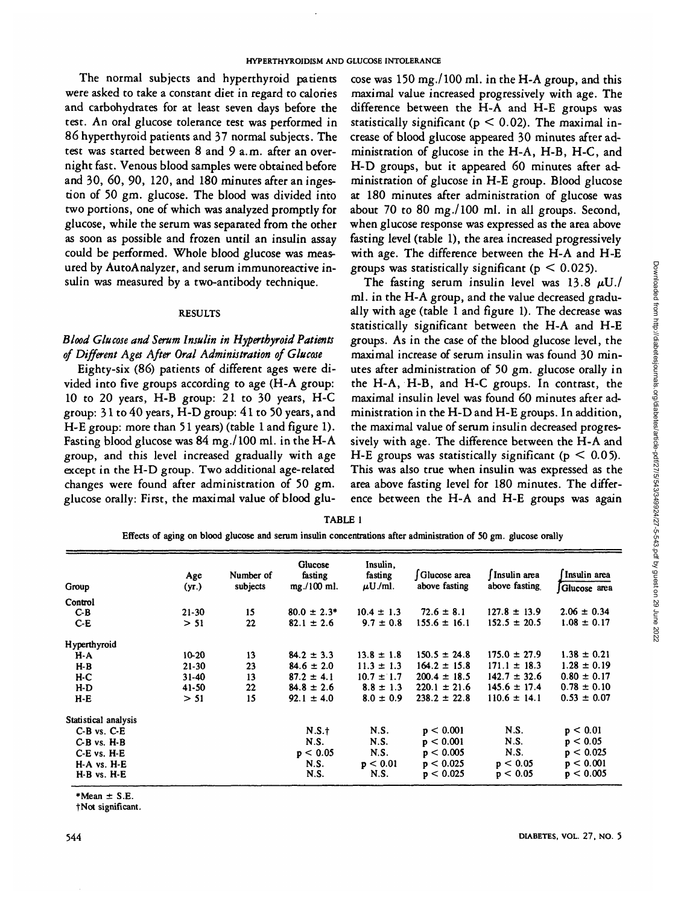The normal subjects and hyperthyroid patients were asked to take a constant diet in regard to calories and carbohydrates for at least seven days before the test. An oral glucose tolerance test was performed in 86 hyperthyroid patients and 37 normal subjects. The test was started between 8 and 9 a.m. after an overnight fast. Venous blood samples were obtained before and 30, 60, 90, 120, and 180 minutes after an ingestion of 50 gm. glucose. The blood was divided into two portions, one of which was analyzed promptly for glucose, while the serum was separated from the other as soon as possible and frozen until an insulin assay could be performed. Whole blood glucose was measured by AutoAnalyzer, and serum immunoreactive insulin was measured by a two-antibody technique.

## RESULTS

### *Blood Glucose and Serum Insulin in Hyperthyroid Patients of Different Ages After Oral Administration of Glucose*

Eighty-six (86) patients of different ages were divided into five groups according to age (H-A group: 10 to 20 years, H-B group: 21 to 30 years, H-C group: 31 to 40 years, H-D group: 41 to 50 years, and H-E group: more than 51 years) (table 1 and figure 1). Fasting blood glucose was 84 mg./100 ml. in the H-A group, and this level increased gradually with age except in the H-D group. Two additional age-related changes were found after administration of 50 gm. glucose orally: First, the maximal value of blood glucose was 150 mg./100 ml. in the H-A group, and this maximal value increased progressively with age. The difference between the H-A and H-E groups was statistically significant ($p < 0.02$). The maximal increase of blood glucose appeared 30 minutes after administration of glucose in the H-A, H-B, H-C, and H-D groups, but it appeared 60 minutes after administration of glucose in H-E group. Blood glucose at 180 minutes after administration of glucose was about 70 to 80 mg./100 ml. in all groups. Second, when glucose response was expressed as the area above fasting level (table 1), the area increased progressively with age. The difference between the H-A and H-E groups was statistically significant ($p < 0.025$).

The fasting serum insulin level was 13.8 $\mu$U./ml. in the H-A group, and the value decreased gradually with age (table 1 and figure 1). The decrease was statistically significant between the H-A and H-E groups. As in the case of the blood glucose level, the maximal increase of serum insulin was found 30 minutes after administration of 50 gm. glucose orally in the H-A, H-B, and H-C groups. In contrast, the maximal insulin level was found 60 minutes after administration in the H-D and H-E groups. In addition, the maximal value of serum insulin decreased progressively with age. The difference between the H-A and H-E groups was statistically significant ($p < 0.05$). This was also true when insulin was expressed as the area above fasting level for 180 minutes. The difference between the H-A and H-E groups was again

TABLE 1

Effects of aging on blood glucose and serum insulin concentrations after administration of 50 gm. glucose orally

| Group | Age (yr.) | Number of subjects | Glucose fasting mg./100 ml. | Insulin, fasting $\mu$U./ml. | $\int$Glucose area above fasting | $\int$Insulin area above fasting | $\int$Insulin area / $\int$Glucose area |
|---|---|---|---|---|---|---|---|
| Control | | | | | | | |
| C-B | 21-30 | 15 | 80.0 ± 2.3* | 10.4 ± 1.3 | 72.6 ± 8.1 | 127.8 ± 13.9 | 2.06 ± 0.34 |
| C-E | > 51 | 22 | 82.1 ± 2.6 | 9.7 ± 0.8 | 155.6 ± 16.1 | 152.5 ± 20.5 | 1.08 ± 0.17 |
| Hyperthyroid | | | | | | | |
| H-A | 10-20 | 13 | 84.2 ± 3.3 | 13.8 ± 1.8 | 150.5 ± 24.8 | 175.0 ± 27.9 | 1.38 ± 0.21 |
| H-B | 21-30 | 23 | 84.6 ± 2.0 | 11.3 ± 1.3 | 164.2 ± 15.8 | 171.1 ± 18.3 | 1.28 ± 0.19 |
| H-C | 31-40 | 13 | 87.2 ± 4.1 | 10.7 ± 1.7 | 200.4 ± 18.5 | 142.7 ± 32.6 | 0.80 ± 0.17 |
| H-D | 41-50 | 22 | 84.8 ± 2.6 | 8.8 ± 1.3 | 220.1 ± 21.6 | 145.6 ± 17.4 | 0.78 ± 0.10 |
| H-E | > 51 | 15 | 92.1 ± 4.0 | 8.0 ± 0.9 | 238.2 ± 22.8 | 110.6 ± 14.1 | 0.53 ± 0.07 |
| Statistical analysis | | | | | | | |
| C-B vs. C-E | | | N.S.† | N.S. | $p < 0.001$ | N.S. | $p < 0.01$ |
| C-B vs. H-B | | | N.S. | N.S. | $p < 0.001$ | N.S. | $p < 0.05$ |
| C-E vs. H-E | | | $p < 0.05$ | N.S. | $p < 0.005$ | N.S. | $p < 0.025$ |
| H-A vs. H-E | | | N.S. | $p < 0.01$ | $p < 0.025$ | $p < 0.05$ | $p < 0.001$ |
| H-B vs. H-E | | | N.S. | N.S. | $p < 0.025$ | $p < 0.05$ | $p < 0.005$ |

*Mean ± S.E.

†Not significant.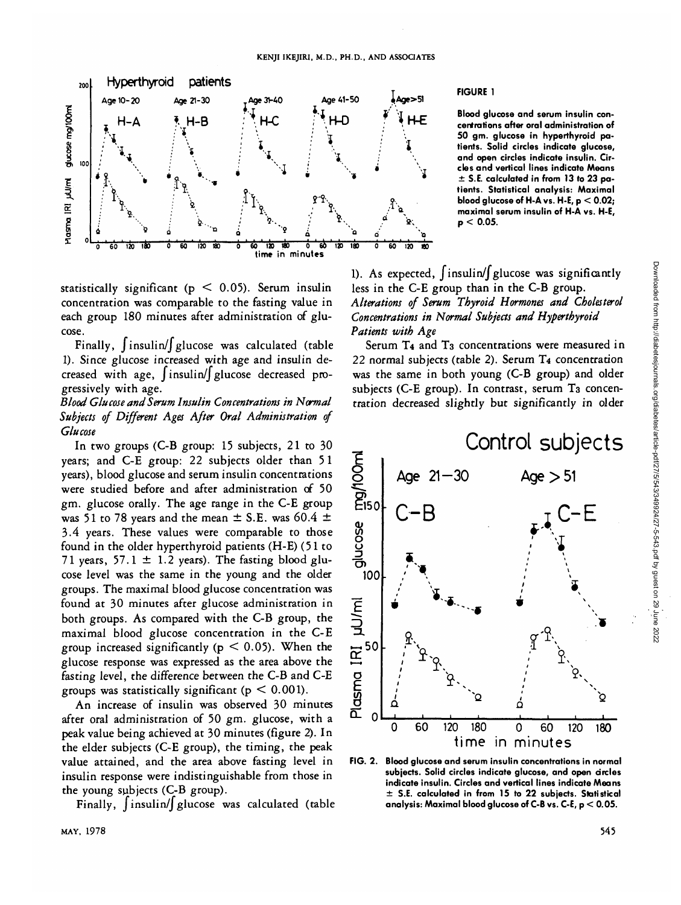**FIGURE 1**

**Blood glucose and serum insulin concentrations after oral administration of 50 gm. glucose in hyperthyroid patients. Solid circles indicate glucose, and open circles indicate insulin. Circles and vertical lines indicate Means ± S.E. calculated in from 13 to 23 patients. Statistical analysis: Maximal blood glucose of H-A vs. H-E, $p < 0.02$; maximal serum insulin of H-A vs. H-E, $p < 0.05$.**

statistically significant ($p < 0.05$). Serum insulin concentration was comparable to the fasting value in each group 180 minutes after administration of glucose.

Finally, $\int$insulin/$\int$glucose was calculated (table 1). Since glucose increased with age and insulin decreased with age, $\int$insulin/$\int$glucose decreased progressively with age.

*Blood Glucose and Serum Insulin Concentrations in Normal Subjects of Different Ages After Oral Administration of Glucose*

In two groups (C-B group: 15 subjects, 21 to 30 years; and C-E group: 22 subjects older than 51 years), blood glucose and serum insulin concentrations were studied before and after administration of 50 gm. glucose orally. The age range in the C-E group was 51 to 78 years and the mean ± S.E. was 60.4 ± 3.4 years. These values were comparable to those found in the older hyperthyroid patients (H-E) (51 to 71 years, 57.1 ± 1.2 years). The fasting blood glucose level was the same in the young and the older groups. The maximal blood glucose concentration was found at 30 minutes after glucose administration in both groups. As compared with the C-B group, the maximal blood glucose concentration in the C-E group increased significantly ($p < 0.05$). When the glucose response was expressed as the area above the fasting level, the difference between the C-B and C-E groups was statistically significant ($p < 0.001$).

An increase of insulin was observed 30 minutes after oral administration of 50 gm. glucose, with a peak value being achieved at 30 minutes (figure 2). In the elder subjects (C-E group), the timing, the peak value attained, and the area above fasting level in insulin response were indistinguishable from those in the young subjects (C-B group).

Finally, $\int$insulin/$\int$glucose was calculated (table 1). As expected, $\int$insulin/$\int$glucose was significantly less in the C-E group than in the C-B group.

*Alterations of Serum Thyroid Hormones and Cholesterol Concentrations in Normal Subjects and Hyperthyroid Patients with Age*

Serum $T_4$ and $T_3$ concentrations were measured in 22 normal subjects (table 2). Serum $T_4$ concentration was the same in both young (C-B group) and older subjects (C-E group). In contrast, serum $T_3$ concentration decreased slightly but significantly in older

**FIG. 2. Blood glucose and serum insulin concentrations in normal subjects. Solid circles indicate glucose, and open circles indicate insulin. Circles and vertical lines indicate Means ± S.E. calculated in from 15 to 22 subjects. Statistical analysis: Maximal blood glucose of C-B vs. C-E, $p < 0.05$.**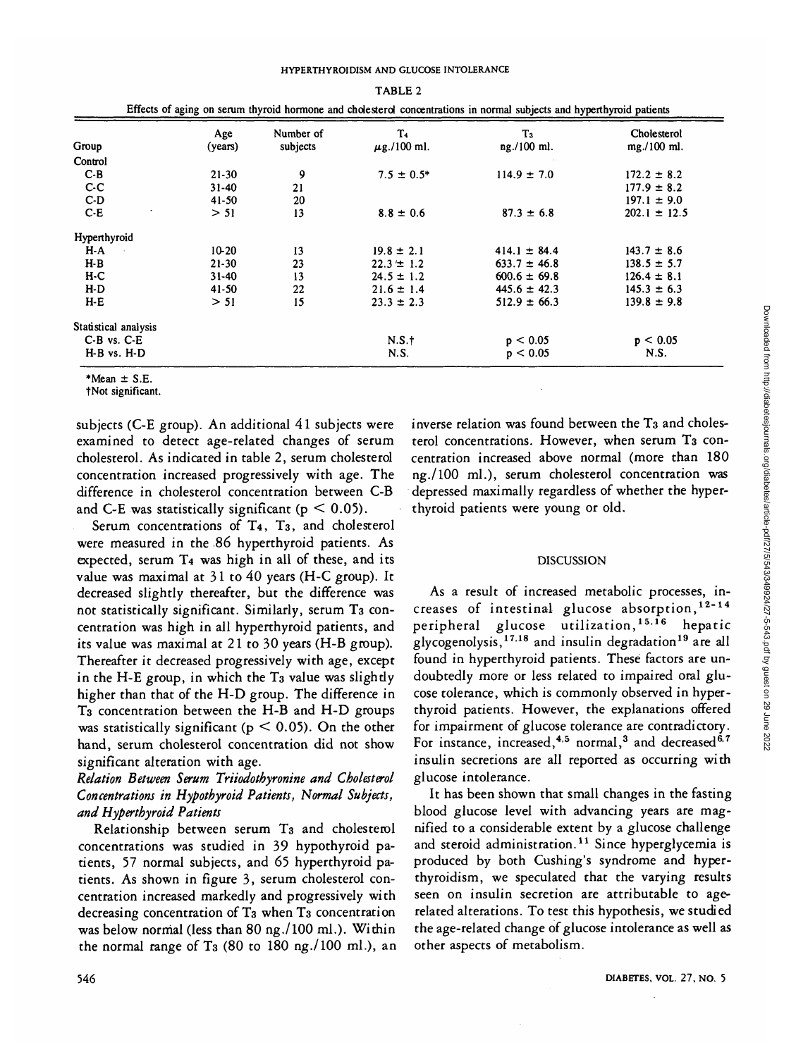TABLE 2

Effects of aging on serum thyroid hormone and cholesterol concentrations in normal subjects and hyperthyroid patients

| Group | Age (years) | Number of subjects | $T_4$ μg./100 ml. | $T_3$ ng./100 ml. | Cholesterol mg./100 ml. |
|---|---|---|---|---|---|
| Control | | | | | |
| C-B | 21-30 | 9 | 7.5 ± 0.5* | 114.9 ± 7.0 | 172.2 ± 8.2 |
| C-C | 31-40 | 21 | | | 177.9 ± 8.2 |
| C-D | 41-50 | 20 | | | 197.1 ± 9.0 |
| C-E | > 51 | 13 | 8.8 ± 0.6 | 87.3 ± 6.8 | 202.1 ± 12.5 |
| Hyperthyroid | | | | | |
| H-A | 10-20 | 13 | 19.8 ± 2.1 | 414.1 ± 84.4 | 143.7 ± 8.6 |
| H-B | 21-30 | 23 | 22.3 ± 1.2 | 633.7 ± 46.8 | 138.5 ± 5.7 |
| H-C | 31-40 | 13 | 24.5 ± 1.2 | 600.6 ± 69.8 | 126.4 ± 8.1 |
| H-D | 41-50 | 22 | 21.6 ± 1.4 | 445.6 ± 42.3 | 145.3 ± 6.3 |
| H-E | > 51 | 15 | 23.3 ± 2.3 | 512.9 ± 66.3 | 139.8 ± 9.8 |
| Statistical analysis | | | | | |
| C-B vs. C-E | | | N.S.† | $p < 0.05$ | $p < 0.05$ |
| H-B vs. H-D | | | N.S. | $p < 0.05$ | N.S. |

*Mean ± S.E.

†Not significant.

subjects (C-E group). An additional 41 subjects were examined to detect age-related changes of serum cholesterol. As indicated in table 2, serum cholesterol concentration increased progressively with age. The difference in cholesterol concentration between C-B and C-E was statistically significant ($p < 0.05$).

Serum concentrations of $T_4$, $T_3$, and cholesterol were measured in the 86 hyperthyroid patients. As expected, serum $T_4$ was high in all of these, and its value was maximal at 31 to 40 years (H-C group). It decreased slightly thereafter, but the difference was not statistically significant. Similarly, serum $T_3$ concentration was high in all hyperthyroid patients, and its value was maximal at 21 to 30 years (H-B group). Thereafter it decreased progressively with age, except in the H-E group, in which the $T_3$ value was slightly higher than that of the H-D group. The difference in $T_3$ concentration between the H-B and H-D groups was statistically significant ($p < 0.05$). On the other hand, serum cholesterol concentration did not show significant alteration with age.

*Relation Between Serum Triiodothyronine and Cholesterol Concentrations in Hypothyroid Patients, Normal Subjects, and Hyperthyroid Patients*

Relationship between serum $T_3$ and cholesterol concentrations was studied in 39 hypothyroid patients, 57 normal subjects, and 65 hyperthyroid patients. As shown in figure 3, serum cholesterol concentration increased markedly and progressively with decreasing concentration of $T_3$ when $T_3$ concentration was below normal (less than 80 ng./100 ml.). Within the normal range of $T_3$ (80 to 180 ng./100 ml.), an inverse relation was found between the $T_3$ and cholesterol concentrations. However, when serum $T_3$ concentration increased above normal (more than 180 ng./100 ml.), serum cholesterol concentration was depressed maximally regardless of whether the hyperthyroid patients were young or old.

## DISCUSSION

As a result of increased metabolic processes, increases of intestinal glucose absorption,[12-14] peripheral glucose utilization,[15,16] hepatic glycogenolysis,[17,18] and insulin degradation[19] are all found in hyperthyroid patients. These factors are undoubtedly more or less related to impaired oral glucose tolerance, which is commonly observed in hyperthyroid patients. However, the explanations offered for impairment of glucose tolerance are contradictory. For instance, increased,[4,5] normal,[3] and decreased[6,7] insulin secretions are all reported as occurring with glucose intolerance.

It has been shown that small changes in the fasting blood glucose level with advancing years are magnified to a considerable extent by a glucose challenge and steroid administration.[11] Since hyperglycemia is produced by both Cushing's syndrome and hyperthyroidism, we speculated that the varying results seen on insulin secretion are attributable to age-related alterations. To test this hypothesis, we studied the age-related change of glucose intolerance as well as other aspects of metabolism.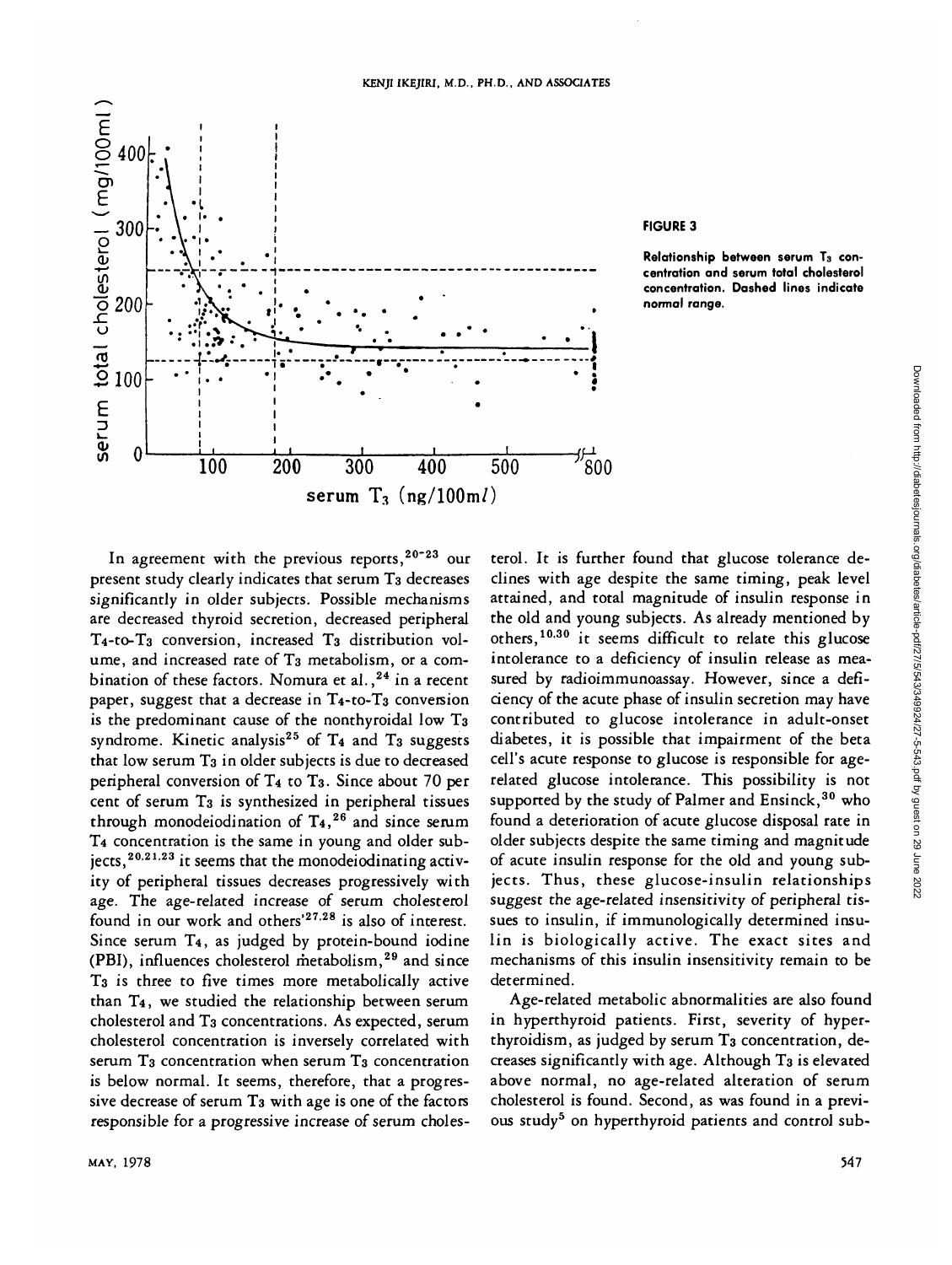**FIGURE 3**

**Relationship between serum $T_3$ concentration and serum total cholesterol concentration. Dashed lines indicate normal range.**

In agreement with the previous reports,[20-23] our present study clearly indicates that serum $T_3$ decreases significantly in older subjects. Possible mechanisms are decreased thyroid secretion, decreased peripheral $T_4$-to-$T_3$ conversion, increased $T_3$ distribution volume, and increased rate of $T_3$ metabolism, or a combination of these factors. Nomura et al.,[24] in a recent paper, suggest that a decrease in $T_4$-to-$T_3$ conversion is the predominant cause of the nonthyroidal low $T_3$ syndrome. Kinetic analysis[25] of $T_4$ and $T_3$ suggests that low serum $T_3$ in older subjects is due to decreased peripheral conversion of $T_4$ to $T_3$. Since about 70 per cent of serum $T_3$ is synthesized in peripheral tissues through monodeiodination of $T_4$,[26] and since serum $T_4$ concentration is the same in young and older subjects,[20,21,23] it seems that the monodeiodinating activity of peripheral tissues decreases progressively with age. The age-related increase of serum cholesterol found in our work and others'[27,28] is also of interest. Since serum $T_4$, as judged by protein-bound iodine (PBI), influences cholesterol metabolism,[29] and since $T_3$ is three to five times more metabolically active than $T_4$, we studied the relationship between serum cholesterol and $T_3$ concentrations. As expected, serum cholesterol concentration is inversely correlated with serum $T_3$ concentration when serum $T_3$ concentration is below normal. It seems, therefore, that a progressive decrease of serum $T_3$ with age is one of the factors responsible for a progressive increase of serum cholesterol. It is further found that glucose tolerance declines with age despite the same timing, peak level attained, and total magnitude of insulin response in the old and young subjects. As already mentioned by others,[10,30] it seems difficult to relate this glucose intolerance to a deficiency of insulin release as measured by radioimmunoassay. However, since a deficiency of the acute phase of insulin secretion may have contributed to glucose intolerance in adult-onset diabetes, it is possible that impairment of the beta cell's acute response to glucose is responsible for age-related glucose intolerance. This possibility is not supported by the study of Palmer and Ensinck,[30] who found a deterioration of acute glucose disposal rate in older subjects despite the same timing and magnitude of acute insulin response for the old and young subjects. Thus, these glucose-insulin relationships suggest the age-related insensitivity of peripheral tissues to insulin, if immunologically determined insulin is biologically active. The exact sites and mechanisms of this insulin insensitivity remain to be determined.

Age-related metabolic abnormalities are also found in hyperthyroid patients. First, severity of hyperthyroidism, as judged by serum $T_3$ concentration, decreases significantly with age. Although $T_3$ is elevated above normal, no age-related alteration of serum cholesterol is found. Second, as was found in a previous study[5] on hyperthyroid patients and control sub-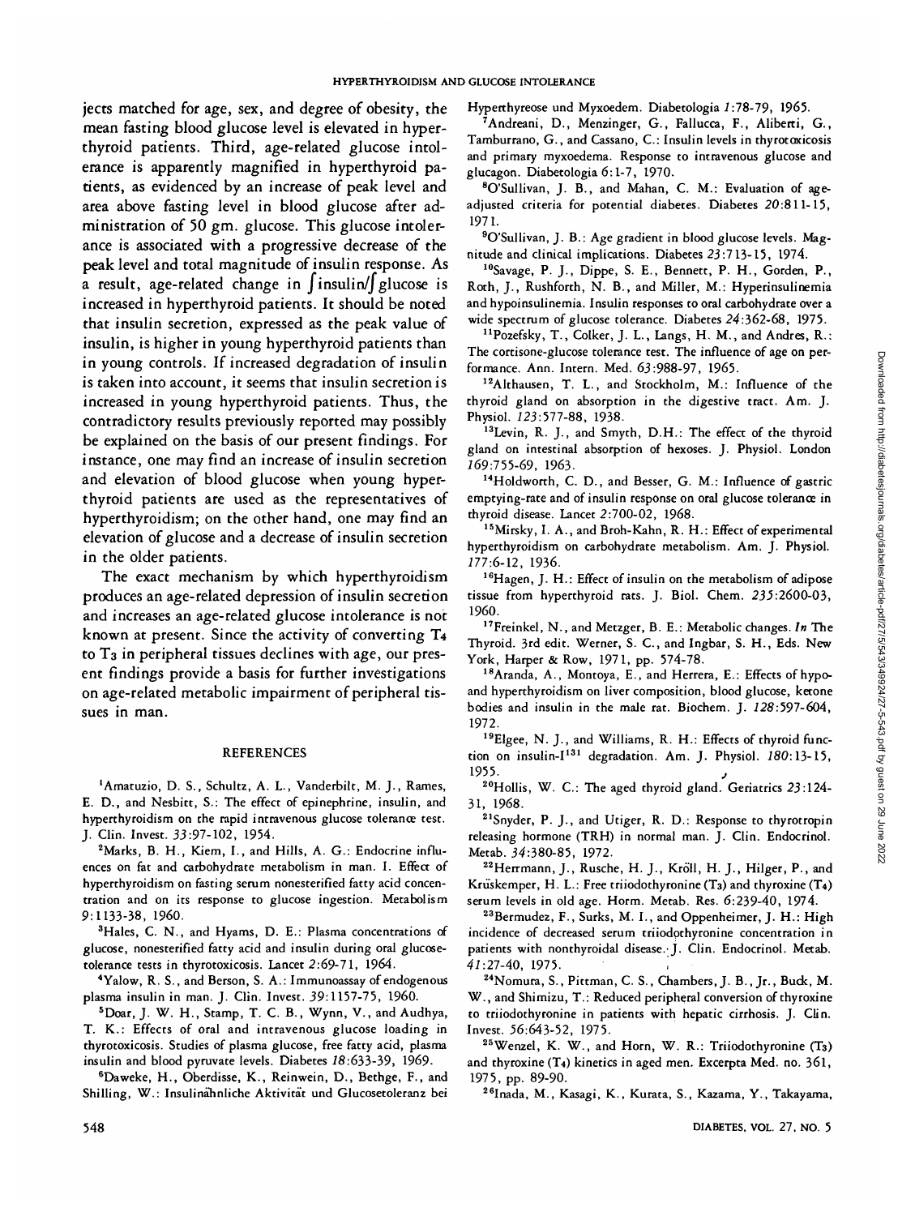jects matched for age, sex, and degree of obesity, the mean fasting blood glucose level is elevated in hyperthyroid patients. Third, age-related glucose intolerance is apparently magnified in hyperthyroid patients, as evidenced by an increase of peak level and area above fasting level in blood glucose after administration of 50 gm. glucose. This glucose intolerance is associated with a progressive decrease of the peak level and total magnitude of insulin response. As a result, age-related change in $\int$insulin/$\int$glucose is increased in hyperthyroid patients. It should be noted that insulin secretion, expressed as the peak value of insulin, is higher in young hyperthyroid patients than in young controls. If increased degradation of insulin is taken into account, it seems that insulin secretion is increased in young hyperthyroid patients. Thus, the contradictory results previously reported may possibly be explained on the basis of our present findings. For instance, one may find an increase of insulin secretion and elevation of blood glucose when young hyperthyroid patients are used as the representatives of hyperthyroidism; on the other hand, one may find an elevation of glucose and a decrease of insulin secretion in the older patients.

The exact mechanism by which hyperthyroidism produces an age-related depression of insulin secretion and increases an age-related glucose intolerance is not known at present. Since the activity of converting $T_4$ to $T_3$ in peripheral tissues declines with age, our present findings provide a basis for further investigations on age-related metabolic impairment of peripheral tissues in man.

## REFERENCES

[1] Amatuzio, D. S., Schultz, A. L., Vanderbilt, M. J., Rames, E. D., and Nesbitt, S.: The effect of epinephrine, insulin, and hyperthyroidism on the rapid intravenous glucose tolerance test. J. Clin. Invest. *33*:97-102, 1954.

[2] Marks, B. H., Kiem, I., and Hills, A. G.: Endocrine influences on fat and carbohydrate metabolism in man. I. Effect of hyperthyroidism on fasting serum nonesterified fatty acid concentration and on its response to glucose ingestion. Metabolism *9*:1133-38, 1960.

[3] Hales, C. N., and Hyams, D. E.: Plasma concentrations of glucose, nonesterified fatty acid and insulin during oral glucose-tolerance tests in thyrotoxicosis. Lancet *2*:69-71, 1964.

[4] Yalow, R. S., and Berson, S. A.: Immunoassay of endogenous plasma insulin in man. J. Clin. Invest. *39*:1157-75, 1960.

[5] Doar, J. W. H., Stamp, T. C. B., Wynn, V., and Audhya, T. K.: Effects of oral and intravenous glucose loading in thyrotoxicosis. Studies of plasma glucose, free fatty acid, plasma insulin and blood pyruvate levels. Diabetes *18*:633-39, 1969.

[6] Daweke, H., Oberdisse, K., Reinwein, D., Bethge, F., and Shilling, W.: Insulinähnliche Aktivität und Glucosetoleranz bei Hyperthyreose und Myxoedem. Diabetologia *1*:78-79, 1965.

[7] Andreani, D., Menzinger, G., Fallucca, F., Aliberti, G., Tamburrano, G., and Cassano, C.: Insulin levels in thyrotoxicosis and primary myxoedema. Response to intravenous glucose and glucagon. Diabetologia *6*:1-7, 1970.

[8] O'Sullivan, J. B., and Mahan, C. M.: Evaluation of age-adjusted criteria for potential diabetes. Diabetes *20*:811-15, 1971.

[9] O'Sullivan, J. B.: Age gradient in blood glucose levels. Magnitude and clinical implications. Diabetes *23*:713-15, 1974.

[10] Savage, P. J., Dippe, S. E., Bennett, P. H., Gorden, P., Roth, J., Rushforth, N. B., and Miller, M.: Hyperinsulinemia and hypoinsulinemia. Insulin responses to oral carbohydrate over a wide spectrum of glucose tolerance. Diabetes *24*:362-68, 1975.

[11] Pozefsky, T., Colker, J. L., Langs, H. M., and Andres, R.: The cortisone-glucose tolerance test. The influence of age on performance. Ann. Intern. Med. *63*:988-97, 1965.

[12] Althausen, T. L., and Stockholm, M.: Influence of the thyroid gland on absorption in the digestive tract. Am. J. Physiol. *123*:577-88, 1938.

[13] Levin, R. J., and Smyth, D.H.: The effect of the thyroid gland on intestinal absorption of hexoses. J. Physiol. London *169*:755-69, 1963.

[14] Holdworth, C. D., and Besser, G. M.: Influence of gastric emptying-rate and of insulin response on oral glucose tolerance in thyroid disease. Lancet *2*:700-02, 1968.

[15] Mirsky, I. A., and Broh-Kahn, R. H.: Effect of experimental hyperthyroidism on carbohydrate metabolism. Am. J. Physiol. *177*:6-12, 1936.

[16] Hagen, J. H.: Effect of insulin on the metabolism of adipose tissue from hyperthyroid rats. J. Biol. Chem. *235*:2600-03, 1960.

[17] Freinkel, N., and Metzger, B. E.: Metabolic changes. *In* The Thyroid. 3rd edit. Werner, S. C., and Ingbar, S. H., Eds. New York, Harper & Row, 1971, pp. 574-78.

[18] Aranda, A., Montoya, E., and Herrera, E.: Effects of hypo- and hyperthyroidism on liver composition, blood glucose, ketone bodies and insulin in the male rat. Biochem. J. *128*:597-604, 1972.

[19] Elgee, N. J., and Williams, R. H.: Effects of thyroid function on insulin-$I^{131}$ degradation. Am. J. Physiol. *180*:13-15, 1955.

[20] Hollis, W. C.: The aged thyroid gland. Geriatrics *23*:124-31, 1968.

[21] Snyder, P. J., and Utiger, R. D.: Response to thyrotropin releasing hormone (TRH) in normal man. J. Clin. Endocrinol. Metab. *34*:380-85, 1972.

[22] Herrmann, J., Rusche, H. J., Kröll, H. J., Hilger, P., and Krüskemper, H. L.: Free triiodothyronine ($T_3$) and thyroxine ($T_4$) serum levels in old age. Horm. Metab. Res. *6*:239-40, 1974.

[23] Bermudez, F., Surks, M. I., and Oppenheimer, J. H.: High incidence of decreased serum triiodothyronine concentration in patients with nonthyroidal disease. J. Clin. Endocrinol. Metab. *41*:27-40, 1975.

[24] Nomura, S., Pittman, C. S., Chambers, J. B., Jr., Buck, M. W., and Shimizu, T.: Reduced peripheral conversion of thyroxine to triiodothyronine in patients with hepatic cirrhosis. J. Clin. Invest. *56*:643-52, 1975.

[25] Wenzel, K. W., and Horn, W. R.: Triiodothyronine ($T_3$) and thyroxine ($T_4$) kinetics in aged men. Excerpta Med. no. 361, 1975, pp. 89-90.

[26] Inada, M., Kasagi, K., Kurata, S., Kazama, Y., Takayama,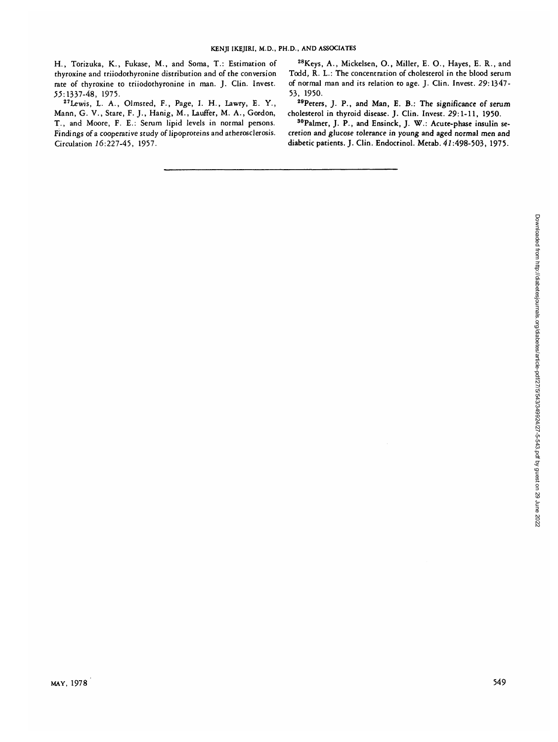H., Torizuka, K., Fukase, M., and Soma, T.: Estimation of thyroxine and triiodothyronine distribution and of the conversion rate of thyroxine to triiodothyronine in man. J. Clin. Invest. *55*:1337-48, 1975.

[27]Lewis, L. A., Olmsted, F., Page, I. H., Lawry, E. Y., Mann, G. V., Stare, F. J., Hanig, M., Lauffer, M. A., Gordon, T., and Moore, F. E.: Serum lipid levels in normal persons. Findings of a cooperative study of lipoproteins and atherosclerosis. Circulation *16*:227-45, 1957.

[28]Keys, A., Mickelsen, O., Miller, E. O., Hayes, E. R., and Todd, R. L.: The concentration of cholesterol in the blood serum of normal man and its relation to age. J. Clin. Invest. *29*:1347-53, 1950.

[29]Peters, J. P., and Man, E. B.: The significance of serum cholesterol in thyroid disease. J. Clin. Invest. *29*:1-11, 1950.

[30]Palmer, J. P., and Ensinck, J. W.: Acute-phase insulin secretion and glucose tolerance in young and aged normal men and diabetic patients. J. Clin. Endocrinol. Metab. *41*:498-503, 1975.